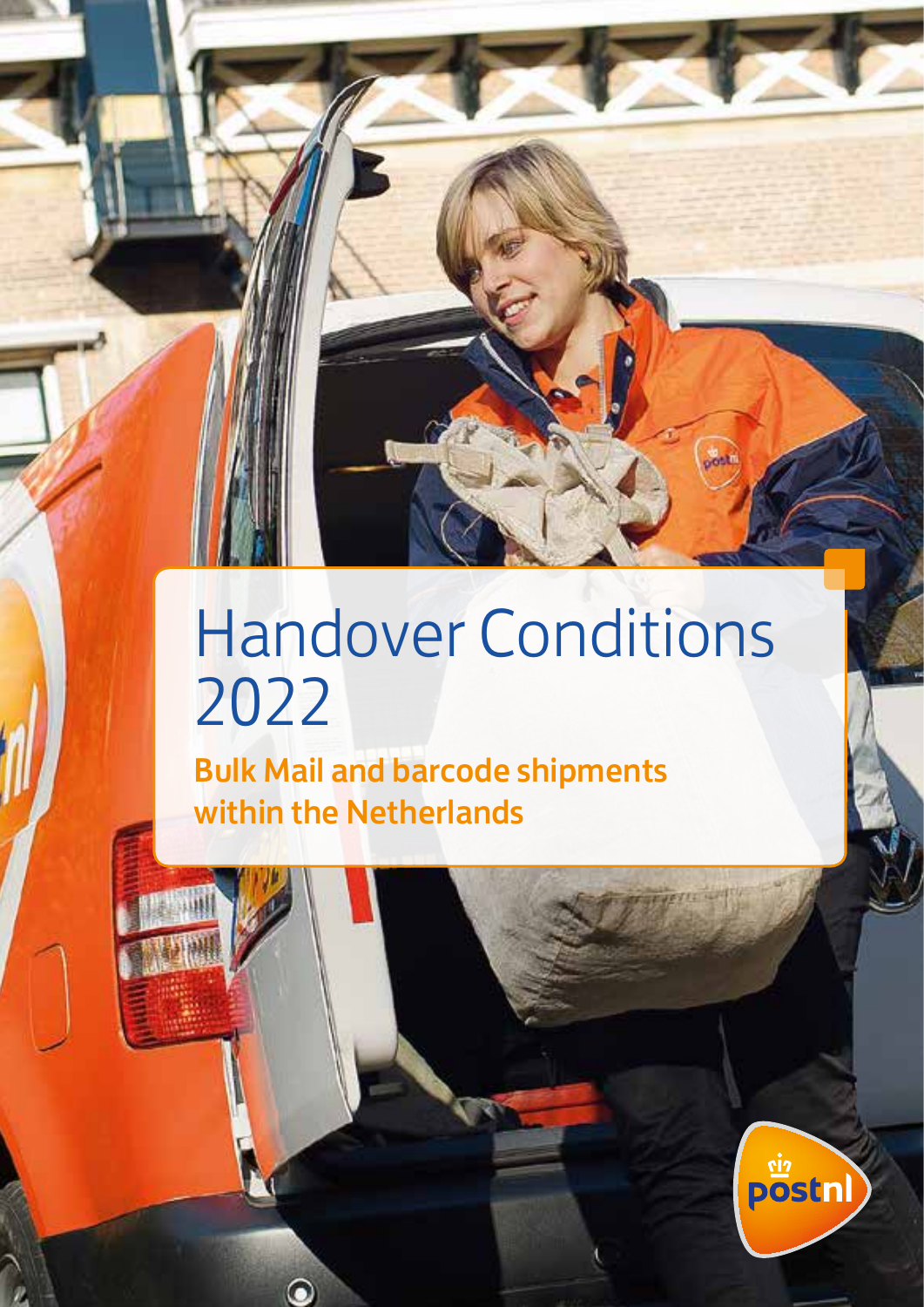# Handover Conditions 2022

**Bulk Mail and barcode shipments within the Netherlands**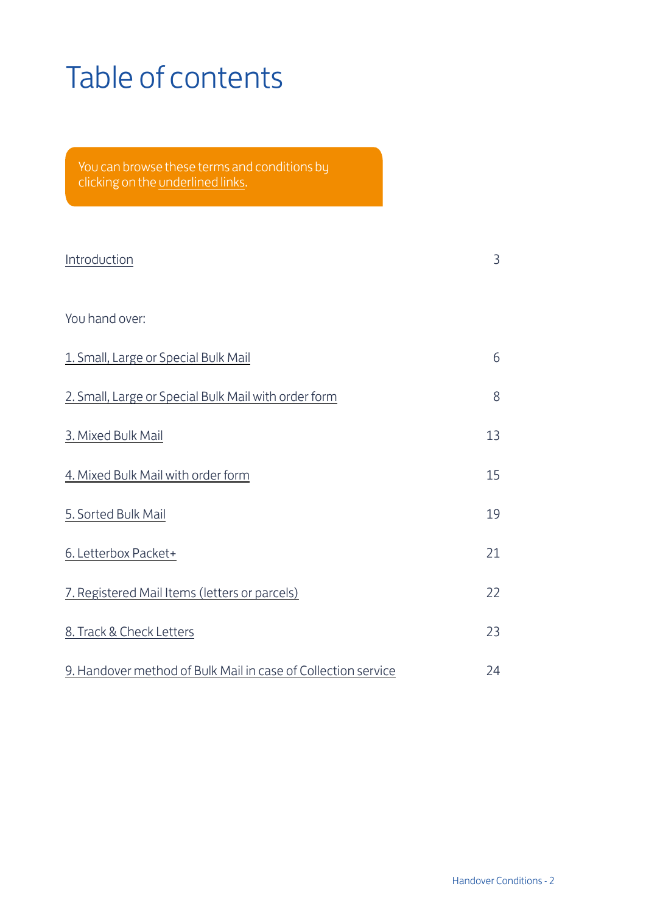# Table of contents

You can browse these terms and conditions by clicking on the underlined links.

| | |
|---|---|
| Introduction | 3 |
| You hand over: | |
| 1. Small, Large or Special Bulk Mail | 6 |
| 2. Small, Large or Special Bulk Mail with order form | 8 |
| 3. Mixed Bulk Mail | 13 |
| 4. Mixed Bulk Mail with order form | 15 |
| 5. Sorted Bulk Mail | 19 |
| 6. Letterbox Packet+ | 21 |
| 7. Registered Mail Items (letters or parcels) | 22 |
| 8. Track & Check Letters | 23 |
| 9. Handover method of Bulk Mail in case of Collection service | 24 |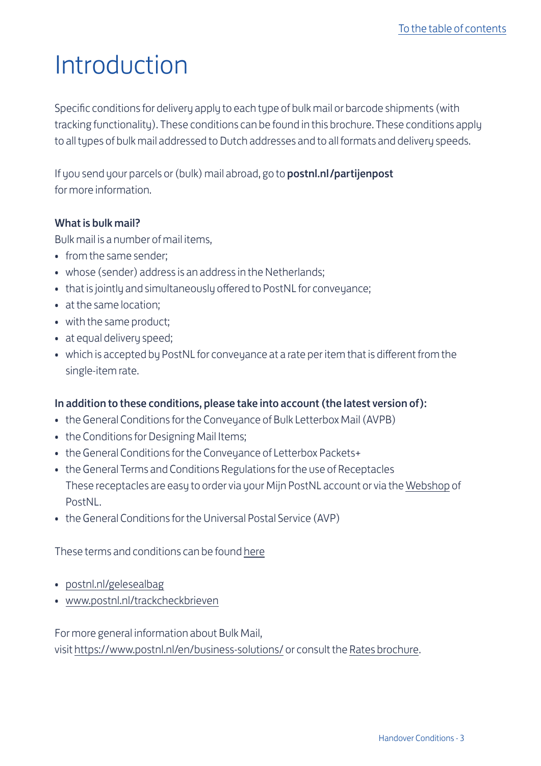# Introduction

Specific conditions for delivery apply to each type of bulk mail or barcode shipments (with tracking functionality). These conditions can be found in this brochure. These conditions apply to all types of bulk mail addressed to Dutch addresses and to all formats and delivery speeds.

If you send your parcels or (bulk) mail abroad, go to **postnl.nl/partijenpost** for more information.

**What is bulk mail?**

Bulk mail is a number of mail items,

- from the same sender;
- whose (sender) address is an address in the Netherlands;
- that is jointly and simultaneously offered to PostNL for conveyance;
- at the same location;
- with the same product;
- at equal delivery speed;
- which is accepted by PostNL for conveyance at a rate per item that is different from the single-item rate.

**In addition to these conditions, please take into account (the latest version of):**

- the General Conditions for the Conveyance of Bulk Letterbox Mail (AVPB)
- the Conditions for Designing Mail Items;
- the General Conditions for the Conveyance of Letterbox Packets+
- the General Terms and Conditions Regulations for the use of Receptacles These receptacles are easy to order via your Mijn PostNL account or via the Webshop of PostNL.
- the General Conditions for the Universal Postal Service (AVP)

These terms and conditions can be found here

- postnl.nl/gelesealbag
- www.postnl.nl/trackcheckbrieven

For more general information about Bulk Mail, visit https://www.postnl.nl/en/business-solutions/ or consult the Rates brochure.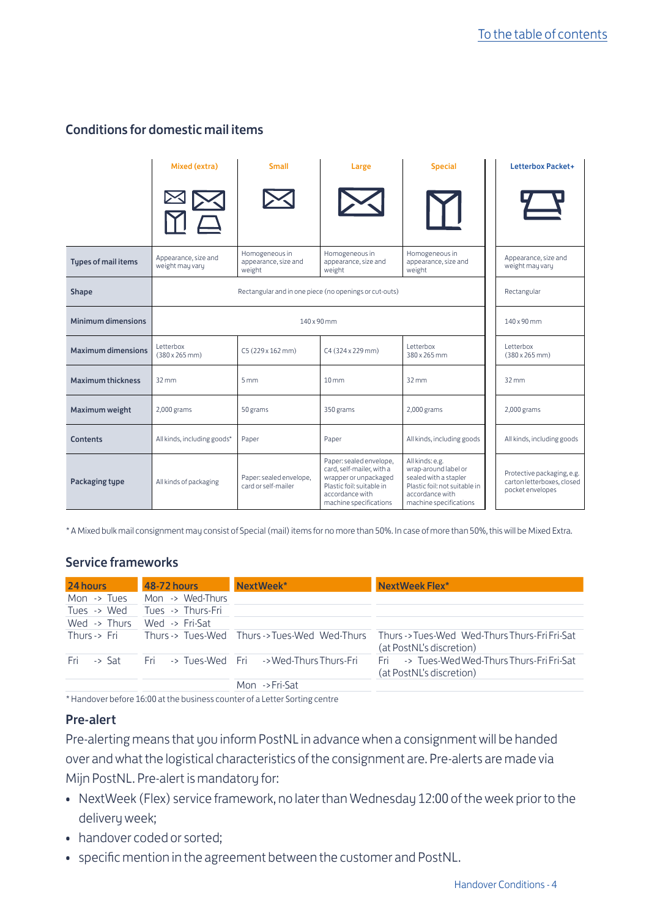## Conditions for domestic mail items

| | Mixed (extra) | Small | Large | Special | Letterbox Packet+ |
|---|---|---|---|---|---|
| **Types of mail items** | Appearance, size and weight may vary | Homogeneous in appearance, size and weight | Homogeneous in appearance, size and weight | Homogeneous in appearance, size and weight | Appearance, size and weight may vary |
| **Shape** | Rectangular and in one piece (no openings or cut-outs) | | | | Rectangular |
| **Minimum dimensions** | 140 x 90 mm | | | | 140 x 90 mm |
| **Maximum dimensions** | Letterbox (380 x 265 mm) | C5 (229 x 162 mm) | C4 (324 x 229 mm) | Letterbox 380 x 265 mm | Letterbox (380 x 265 mm) |
| **Maximum thickness** | 32 mm | 5 mm | 10 mm | 32 mm | 32 mm |
| **Maximum weight** | 2,000 grams | 50 grams | 350 grams | 2,000 grams | 2,000 grams |
| **Contents** | All kinds, including goods* | Paper | Paper | All kinds, including goods | All kinds, including goods |
| **Packaging type** | All kinds of packaging | Paper: sealed envelope, card or self-mailer | Paper: sealed envelope, card, self-mailer, with a wrapper or unpackaged Plastic foil: suitable in accordance with machine specifications | All kinds: e.g. wrap-around label or sealed with a stapler Plastic foil: not suitable in accordance with machine specifications | Protective packaging, e.g. carton letterboxes, closed pocket envelopes |

* A Mixed bulk mail consignment may consist of Special (mail) items for no more than 50%. In case of more than 50%, this will be Mixed Extra.

## Service frameworks

| 24 hours | 48-72 hours | NextWeek* | NextWeek Flex* |
|---|---|---|---|
| Mon -> Tues | Mon -> Wed-Thurs | | |
| Tues -> Wed | Tues -> Thurs-Fri | | |
| Wed -> Thurs | Wed -> Fri-Sat | | |
| Thurs -> Fri | Thurs -> Tues-Wed | Thurs -> Tues-Wed Wed-Thurs | Thurs -> Tues-Wed Wed-Thurs Thurs-Fri Fri-Sat (at PostNL's discretion) |
| Fri -> Sat | Fri -> Tues-Wed | Fri -> Wed-Thurs Thurs-Fri | Fri -> Tues-Wed Wed-Thurs Thurs-Fri Fri-Sat (at PostNL's discretion) |
| | | Mon -> Fri-Sat | |

* Handover before 16:00 at the business counter of a Letter Sorting centre

### Pre-alert

Pre-alerting means that you inform PostNL in advance when a consignment will be handed over and what the logistical characteristics of the consignment are. Pre-alerts are made via Mijn PostNL. Pre-alert is mandatory for:

- NextWeek (Flex) service framework, no later than Wednesday 12:00 of the week prior to the delivery week;
- handover coded or sorted;
- specific mention in the agreement between the customer and PostNL.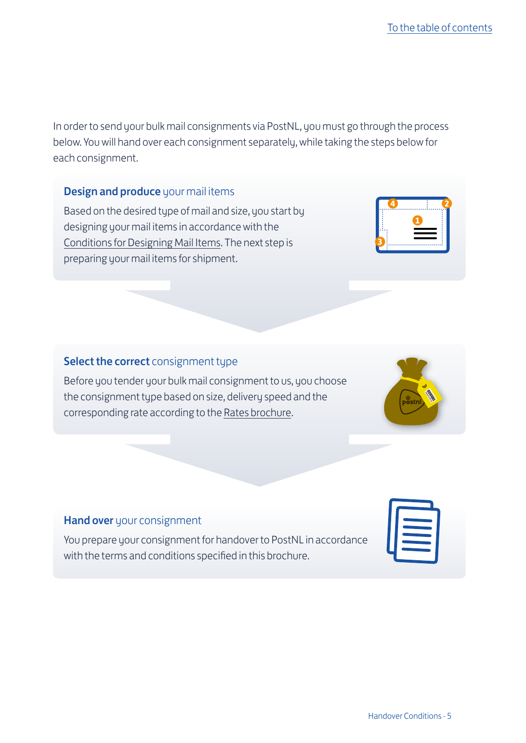In order to send your bulk mail consignments via PostNL, you must go through the process below. You will hand over each consignment separately, while taking the steps below for each consignment.

### **Design and produce** your mail items

Based on the desired type of mail and size, you start by designing your mail items in accordance with the Conditions for Designing Mail Items. The next step is preparing your mail items for shipment.

### **Select the correct** consignment type

Before you tender your bulk mail consignment to us, you choose the consignment type based on size, delivery speed and the corresponding rate according to the Rates brochure.

### **Hand over** your consignment

You prepare your consignment for handover to PostNL in accordance with the terms and conditions specified in this brochure.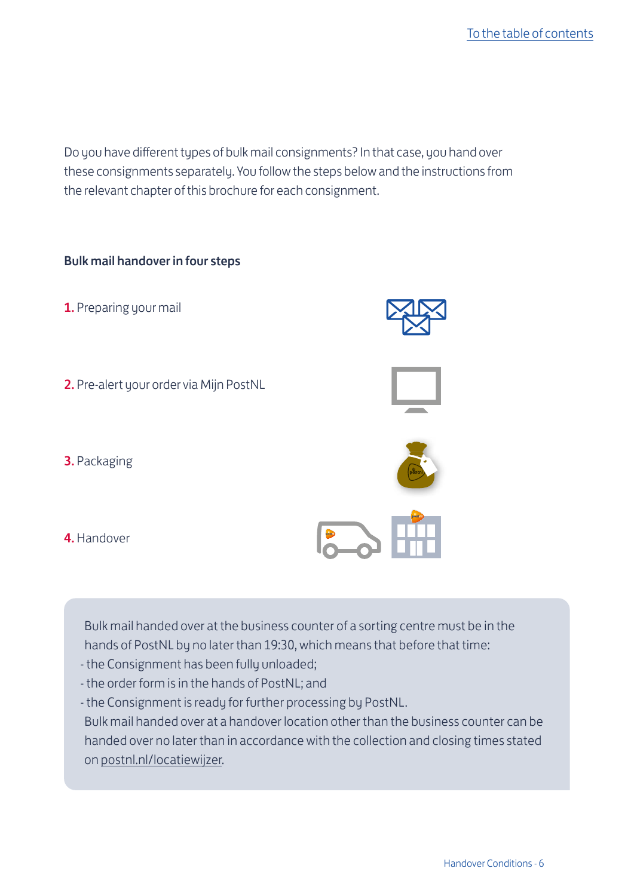Do you have different types of bulk mail consignments? In that case, you hand over these consignments separately. You follow the steps below and the instructions from the relevant chapter of this brochure for each consignment.

**Bulk mail handover in four steps**

1. Preparing your mail
2. Pre-alert your order via Mijn PostNL
3. Packaging
4. Handover

Bulk mail handed over at the business counter of a sorting centre must be in the hands of PostNL by no later than 19:30, which means that before that time:

- the Consignment has been fully unloaded;
- the order form is in the hands of PostNL; and
- the Consignment is ready for further processing by PostNL.

Bulk mail handed over at a handover location other than the business counter can be handed over no later than in accordance with the collection and closing times stated on postnl.nl/locatiewijzer.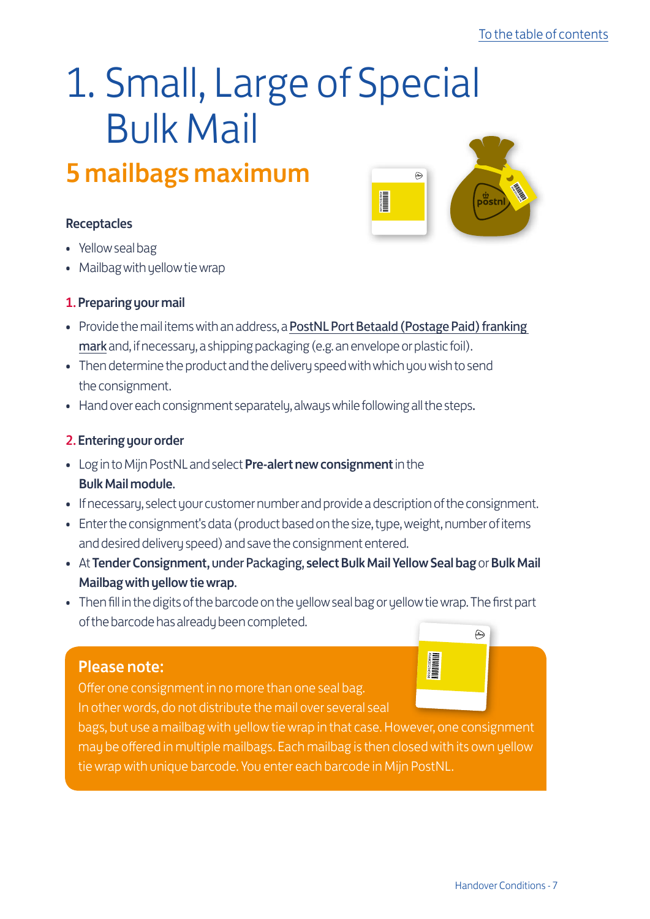# 1. Small, Large of Special Bulk Mail

## 5 mailbags maximum

**Receptacles**

- Yellow seal bag
- Mailbag with yellow tie wrap

**1. Preparing your mail**

- Provide the mail items with an address, a PostNL Port Betaald (Postage Paid) franking mark and, if necessary, a shipping packaging (e.g. an envelope or plastic foil).
- Then determine the product and the delivery speed with which you wish to send the consignment.
- Hand over each consignment separately, always while following all the steps.

**2. Entering your order**

- Log in to Mijn PostNL and select **Pre-alert new consignment** in the **Bulk Mail module.**
- If necessary, select your customer number and provide a description of the consignment.
- Enter the consignment's data (product based on the size, type, weight, number of items and desired delivery speed) and save the consignment entered.
- At **Tender Consignment, under Packaging, select Bulk Mail Yellow Seal bag** or **Bulk Mail Mailbag with yellow tie wrap.**
- Then fill in the digits of the barcode on the yellow seal bag or yellow tie wrap. The first part of the barcode has already been completed.

**Please note:**

Offer one consignment in no more than one seal bag. In other words, do not distribute the mail over several seal bags, but use a mailbag with yellow tie wrap in that case. However, one consignment may be offered in multiple mailbags. Each mailbag is then closed with its own yellow tie wrap with unique barcode. You enter each barcode in Mijn PostNL.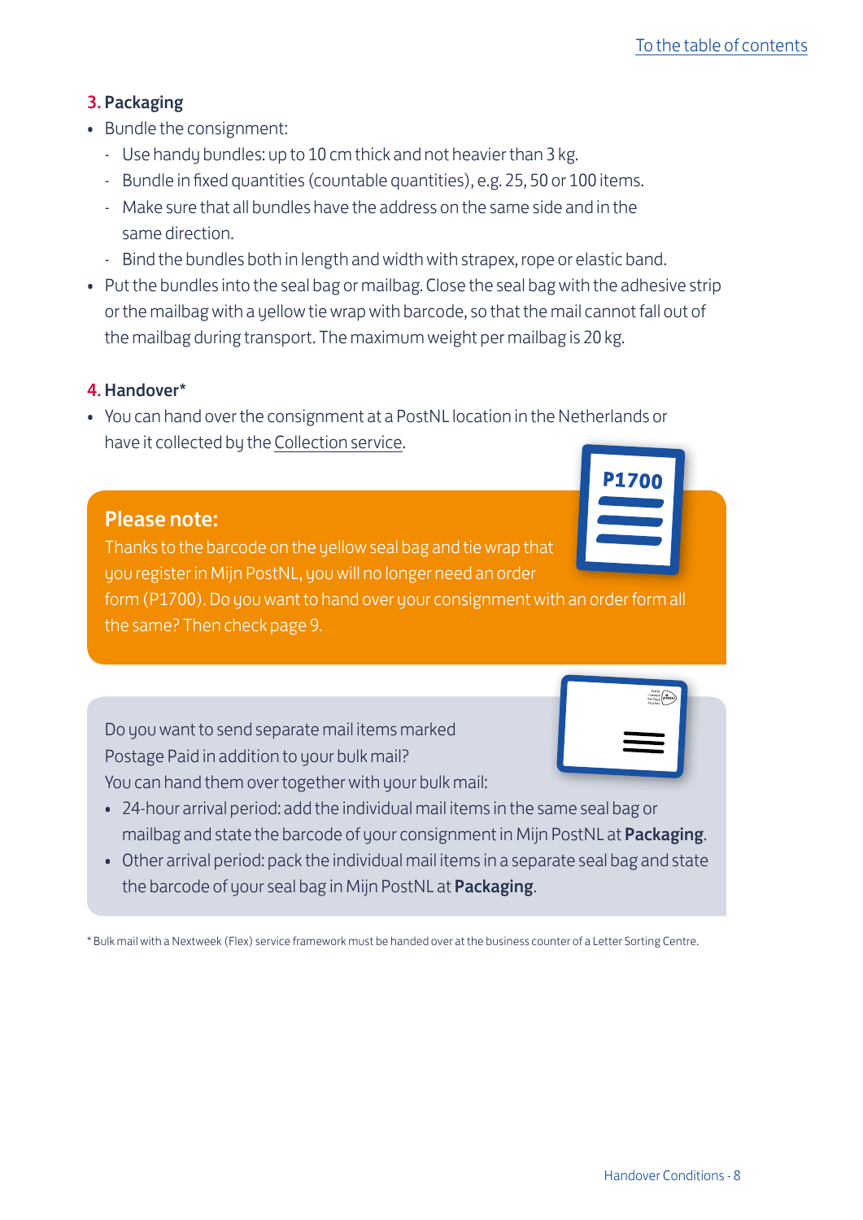### 3. Packaging

- Bundle the consignment:
  - Use handy bundles: up to 10 cm thick and not heavier than 3 kg.
  - Bundle in fixed quantities (countable quantities), e.g. 25, 50 or 100 items.
  - Make sure that all bundles have the address on the same side and in the same direction.
  - Bind the bundles both in length and width with strapex, rope or elastic band.
- Put the bundles into the seal bag or mailbag. Close the seal bag with the adhesive strip or the mailbag with a yellow tie wrap with barcode, so that the mail cannot fall out of the mailbag during transport. The maximum weight per mailbag is 20 kg.

### 4. Handover*

- You can hand over the consignment at a PostNL location in the Netherlands or have it collected by the Collection service.

**Please note:**
Thanks to the barcode on the yellow seal bag and tie wrap that you register in Mijn PostNL, you will no longer need an order form (P1700). Do you want to hand over your consignment with an order form all the same? Then check page 9.

Do you want to send separate mail items marked Postage Paid in addition to your bulk mail?
You can hand them over together with your bulk mail:

- 24-hour arrival period: add the individual mail items in the same seal bag or mailbag and state the barcode of your consignment in Mijn PostNL at **Packaging**.
- Other arrival period: pack the individual mail items in a separate seal bag and state the barcode of your seal bag in Mijn PostNL at **Packaging**.

* Bulk mail with a Nextweek (Flex) service framework must be handed over at the business counter of a Letter Sorting Centre.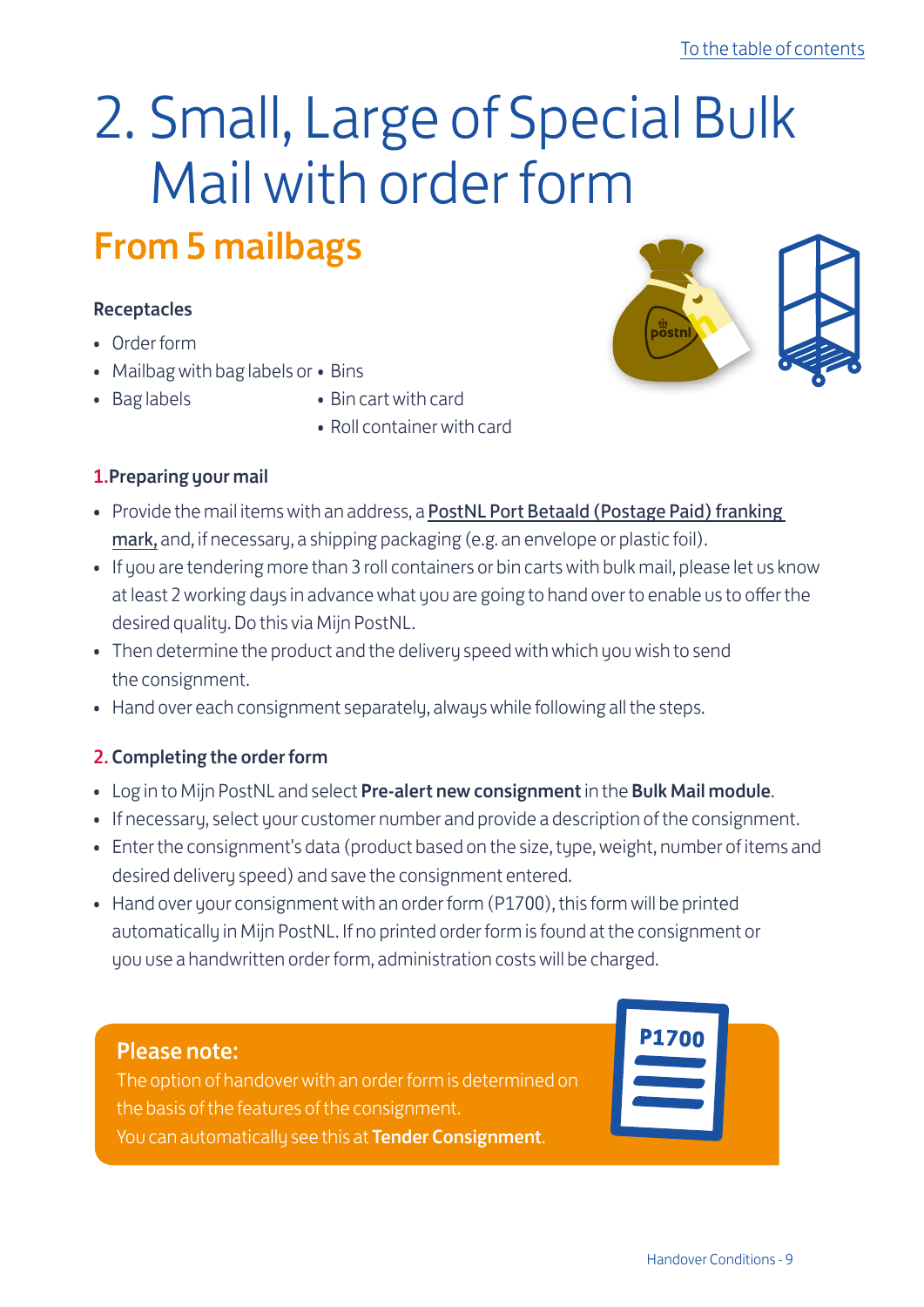# 2. Small, Large of Special Bulk Mail with order form

## From 5 mailbags

### Receptacles

- Order form
- Mailbag with bag labels or
- Bag labels

- Bins
- Bin cart with card
- Roll container with card

### 1. Preparing your mail

- Provide the mail items with an address, a PostNL Port Betaald (Postage Paid) franking mark, and, if necessary, a shipping packaging (e.g. an envelope or plastic foil).
- If you are tendering more than 3 roll containers or bin carts with bulk mail, please let us know at least 2 working days in advance what you are going to hand over to enable us to offer the desired quality. Do this via Mijn PostNL.
- Then determine the product and the delivery speed with which you wish to send the consignment.
- Hand over each consignment separately, always while following all the steps.

### 2. Completing the order form

- Log in to Mijn PostNL and select **Pre-alert new consignment** in the **Bulk Mail module**.
- If necessary, select your customer number and provide a description of the consignment.
- Enter the consignment's data (product based on the size, type, weight, number of items and desired delivery speed) and save the consignment entered.
- Hand over your consignment with an order form (P1700), this form will be printed automatically in Mijn PostNL. If no printed order form is found at the consignment or you use a handwritten order form, administration costs will be charged.

**Please note:**
The option of handover with an order form is determined on the basis of the features of the consignment.
You can automatically see this at **Tender Consignment**.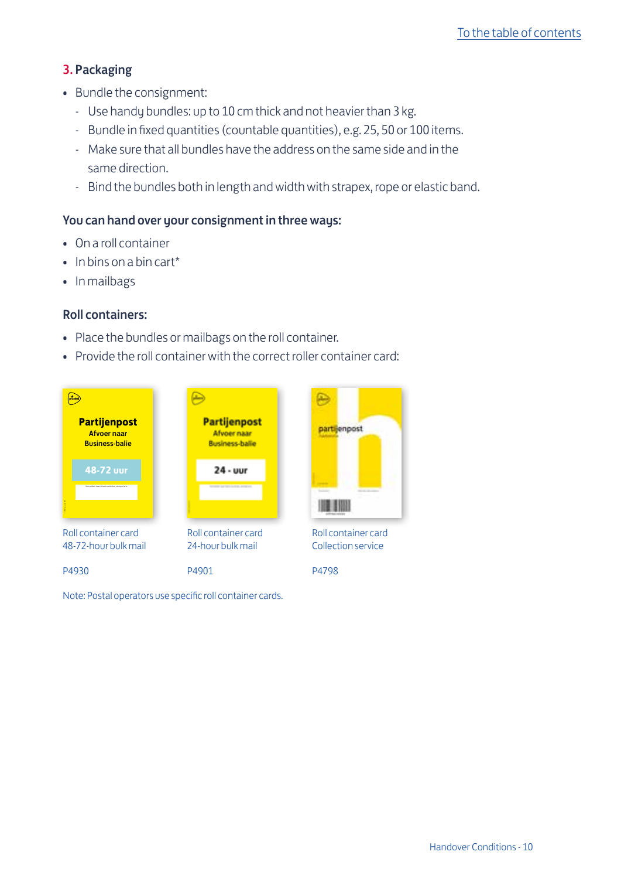## 3. Packaging

- Bundle the consignment:
  - Use handy bundles: up to 10 cm thick and not heavier than 3 kg.
  - Bundle in fixed quantities (countable quantities), e.g. 25, 50 or 100 items.
  - Make sure that all bundles have the address on the same side and in the same direction.
  - Bind the bundles both in length and width with strapex, rope or elastic band.

### You can hand over your consignment in three ways:

- On a roll container
- In bins on a bin cart*
- In mailbags

### Roll containers:

- Place the bundles or mailbags on the roll container.
- Provide the roll container with the correct roller container card:

Roll container card
48-72-hour bulk mail

P4930

Roll container card
24-hour bulk mail

P4901

Roll container card
Collection service

P4798

Note: Postal operators use specific roll container cards.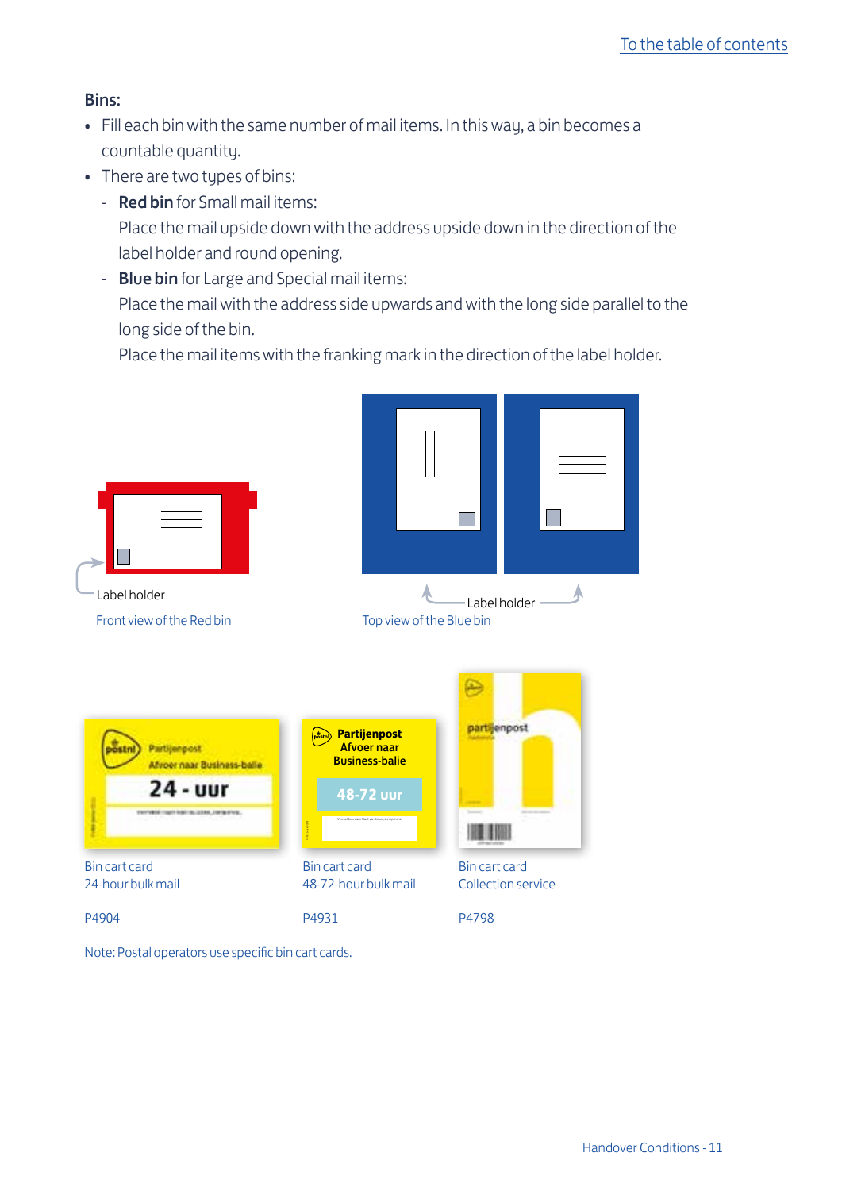**Bins:**

- Fill each bin with the same number of mail items. In this way, a bin becomes a countable quantity.
- There are two types of bins:
  - **Red bin** for Small mail items:
    Place the mail upside down with the address upside down in the direction of the label holder and round opening.
  - **Blue bin** for Large and Special mail items:
    Place the mail with the address side upwards and with the long side parallel to the long side of the bin.
    Place the mail items with the franking mark in the direction of the label holder.

Label holder

Front view of the Red bin

Label holder

Top view of the Blue bin

Bin cart card
24-hour bulk mail

P4904

Bin cart card
48-72-hour bulk mail

P4931

Bin cart card
Collection service

P4798

Note: Postal operators use specific bin cart cards.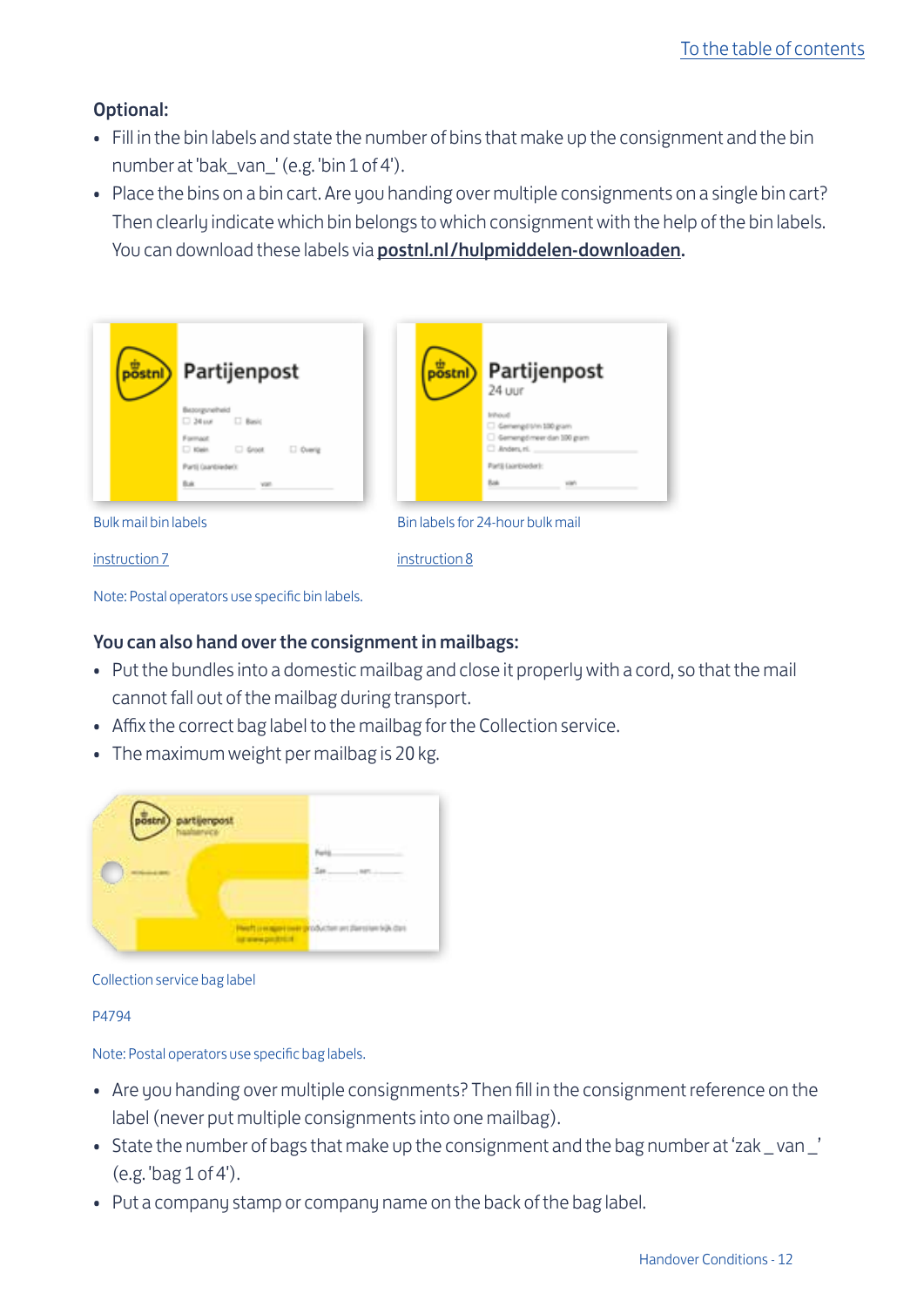**Optional:**

- Fill in the bin labels and state the number of bins that make up the consignment and the bin number at 'bak_van_' (e.g. 'bin 1 of 4').
- Place the bins on a bin cart. Are you handing over multiple consignments on a single bin cart? Then clearly indicate which bin belongs to which consignment with the help of the bin labels. You can download these labels via **postnl.nl/hulpmiddelen-downloaden**.

Bulk mail bin labels

instruction 7

Bin labels for 24-hour bulk mail

instruction 8

Note: Postal operators use specific bin labels.

**You can also hand over the consignment in mailbags:**

- Put the bundles into a domestic mailbag and close it properly with a cord, so that the mail cannot fall out of the mailbag during transport.
- Affix the correct bag label to the mailbag for the Collection service.
- The maximum weight per mailbag is 20 kg.

Collection service bag label

P4794

Note: Postal operators use specific bag labels.

- Are you handing over multiple consignments? Then fill in the consignment reference on the label (never put multiple consignments into one mailbag).
- State the number of bags that make up the consignment and the bag number at 'zak _ van _' (e.g. 'bag 1 of 4').
- Put a company stamp or company name on the back of the bag label.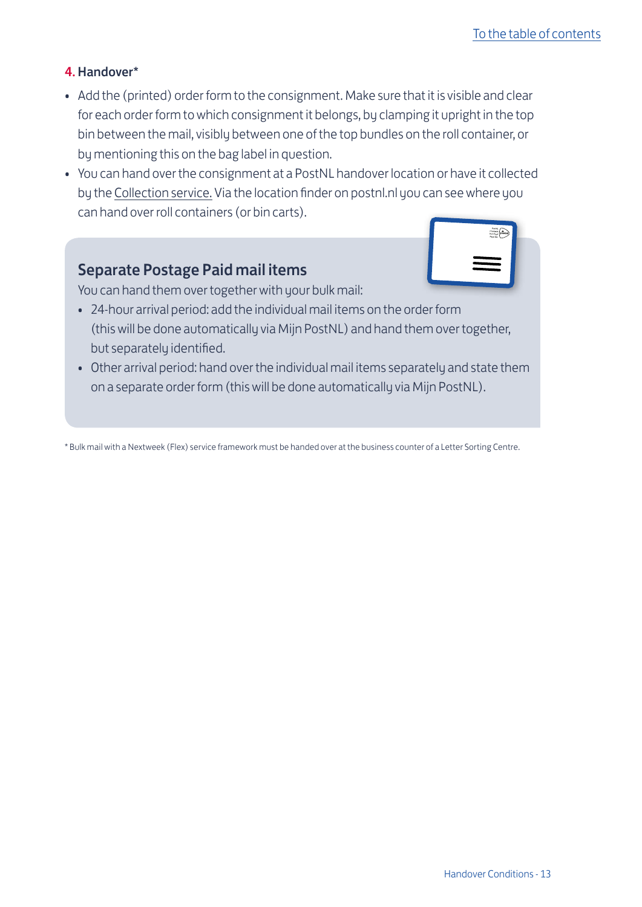### 4. Handover*

- Add the (printed) order form to the consignment. Make sure that it is visible and clear for each order form to which consignment it belongs, by clamping it upright in the top bin between the mail, visibly between one of the top bundles on the roll container, or by mentioning this on the bag label in question.
- You can hand over the consignment at a PostNL handover location or have it collected by the Collection service. Via the location finder on postnl.nl you can see where you can hand over roll containers (or bin carts).

## Separate Postage Paid mail items

You can hand them over together with your bulk mail:

- 24-hour arrival period: add the individual mail items on the order form (this will be done automatically via Mijn PostNL) and hand them over together, but separately identified.
- Other arrival period: hand over the individual mail items separately and state them on a separate order form (this will be done automatically via Mijn PostNL).

* Bulk mail with a Nextweek (Flex) service framework must be handed over at the business counter of a Letter Sorting Centre.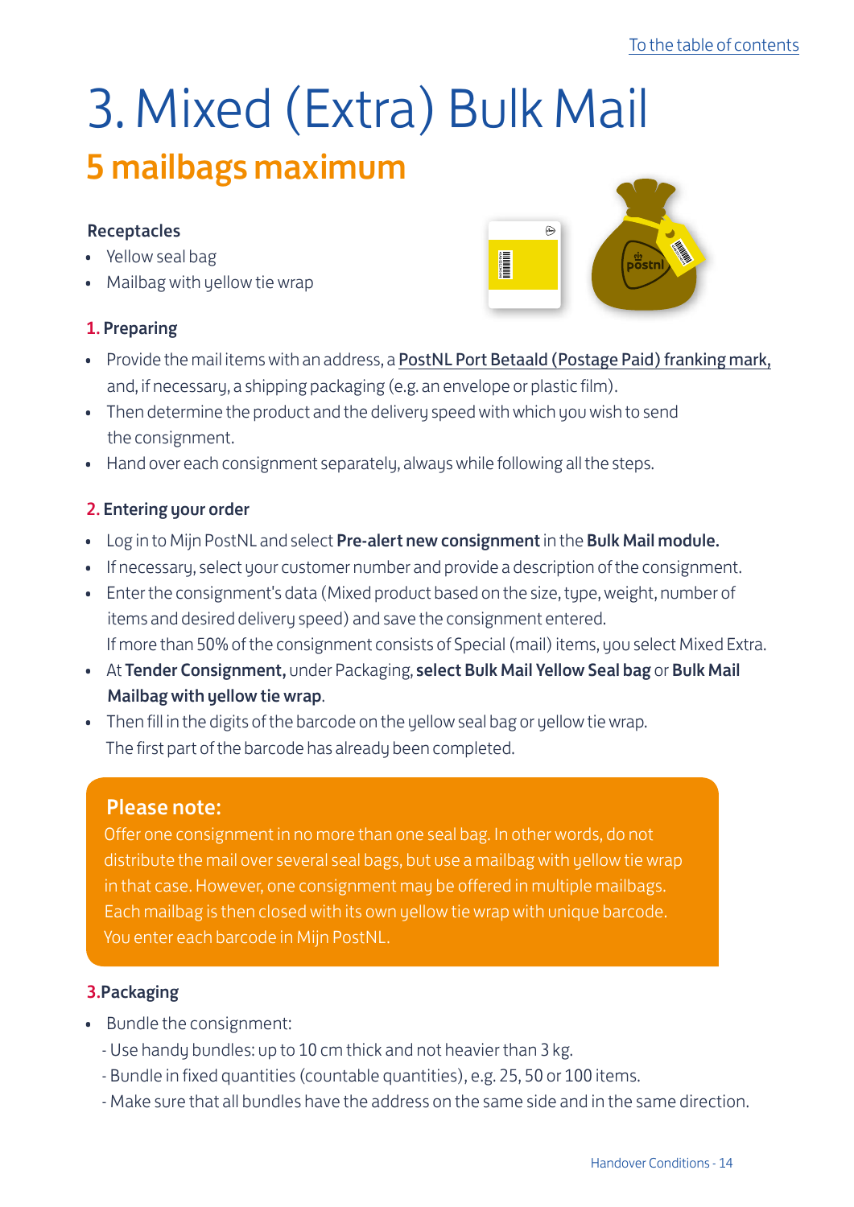# 3. Mixed (Extra) Bulk Mail

## 5 mailbags maximum

**Receptacles**

- Yellow seal bag
- Mailbag with yellow tie wrap

### 1. Preparing

- Provide the mail items with an address, a PostNL Port Betaald (Postage Paid) franking mark, and, if necessary, a shipping packaging (e.g. an envelope or plastic film).
- Then determine the product and the delivery speed with which you wish to send the consignment.
- Hand over each consignment separately, always while following all the steps.

### 2. Entering your order

- Log in to Mijn PostNL and select **Pre-alert new consignment** in the **Bulk Mail module.**
- If necessary, select your customer number and provide a description of the consignment.
- Enter the consignment's data (Mixed product based on the size, type, weight, number of items and desired delivery speed) and save the consignment entered. If more than 50% of the consignment consists of Special (mail) items, you select Mixed Extra.
- At **Tender Consignment,** under Packaging, **select Bulk Mail Yellow Seal bag** or **Bulk Mail Mailbag with yellow tie wrap**.
- Then fill in the digits of the barcode on the yellow seal bag or yellow tie wrap. The first part of the barcode has already been completed.

**Please note:**

Offer one consignment in no more than one seal bag. In other words, do not distribute the mail over several seal bags, but use a mailbag with yellow tie wrap in that case. However, one consignment may be offered in multiple mailbags. Each mailbag is then closed with its own yellow tie wrap with unique barcode. You enter each barcode in Mijn PostNL.

### 3. Packaging

- Bundle the consignment:
  - Use handy bundles: up to 10 cm thick and not heavier than 3 kg.
  - Bundle in fixed quantities (countable quantities), e.g. 25, 50 or 100 items.
  - Make sure that all bundles have the address on the same side and in the same direction.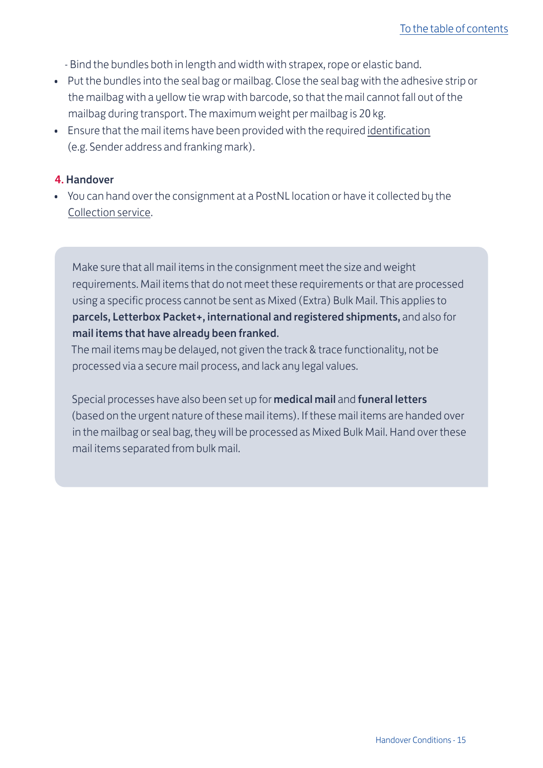- Bind the bundles both in length and width with strapex, rope or elastic band.

- Put the bundles into the seal bag or mailbag. Close the seal bag with the adhesive strip or the mailbag with a yellow tie wrap with barcode, so that the mail cannot fall out of the mailbag during transport. The maximum weight per mailbag is 20 kg.
- Ensure that the mail items have been provided with the required identification (e.g. Sender address and franking mark).

**4. Handover**

- You can hand over the consignment at a PostNL location or have it collected by the Collection service.

Make sure that all mail items in the consignment meet the size and weight requirements. Mail items that do not meet these requirements or that are processed using a specific process cannot be sent as Mixed (Extra) Bulk Mail. This applies to **parcels, Letterbox Packet+, international and registered shipments,** and also for **mail items that have already been franked.**
The mail items may be delayed, not given the track & trace functionality, not be processed via a secure mail process, and lack any legal values.

Special processes have also been set up for **medical mail** and **funeral letters** (based on the urgent nature of these mail items). If these mail items are handed over in the mailbag or seal bag, they will be processed as Mixed Bulk Mail. Hand over these mail items separated from bulk mail.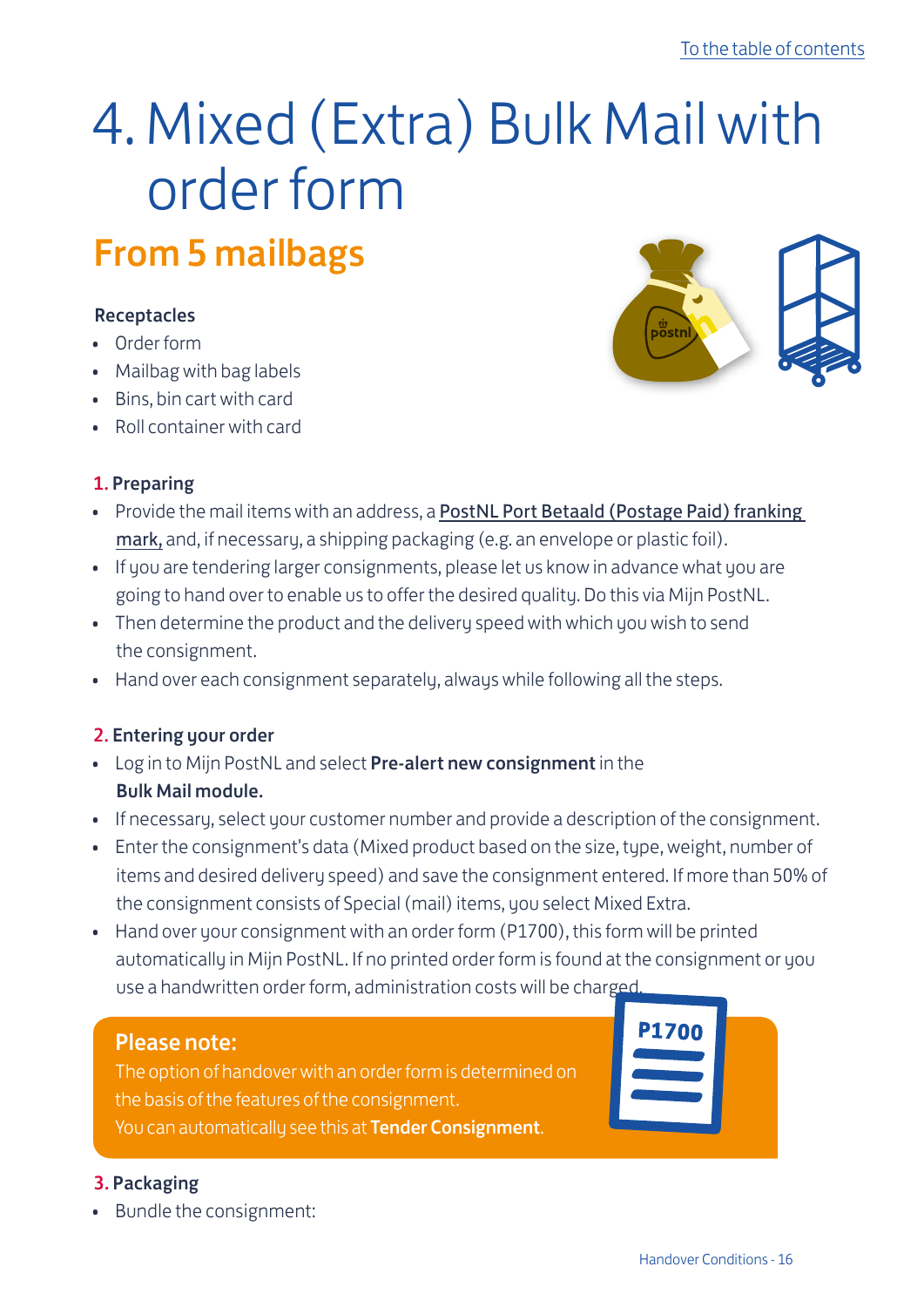# 4. Mixed (Extra) Bulk Mail with order form

## From 5 mailbags

**Receptacles**

- Order form
- Mailbag with bag labels
- Bins, bin cart with card
- Roll container with card

### 1. Preparing

- Provide the mail items with an address, a PostNL Port Betaald (Postage Paid) franking mark, and, if necessary, a shipping packaging (e.g. an envelope or plastic foil).
- If you are tendering larger consignments, please let us know in advance what you are going to hand over to enable us to offer the desired quality. Do this via Mijn PostNL.
- Then determine the product and the delivery speed with which you wish to send the consignment.
- Hand over each consignment separately, always while following all the steps.

### 2. Entering your order

- Log in to Mijn PostNL and select **Pre-alert new consignment** in the **Bulk Mail module.**
- If necessary, select your customer number and provide a description of the consignment.
- Enter the consignment's data (Mixed product based on the size, type, weight, number of items and desired delivery speed) and save the consignment entered. If more than 50% of the consignment consists of Special (mail) items, you select Mixed Extra.
- Hand over your consignment with an order form (P1700), this form will be printed automatically in Mijn PostNL. If no printed order form is found at the consignment or you use a handwritten order form, administration costs will be charged.

**Please note:**
The option of handover with an order form is determined on the basis of the features of the consignment.
You can automatically see this at **Tender Consignment**.

### 3. Packaging

- Bundle the consignment: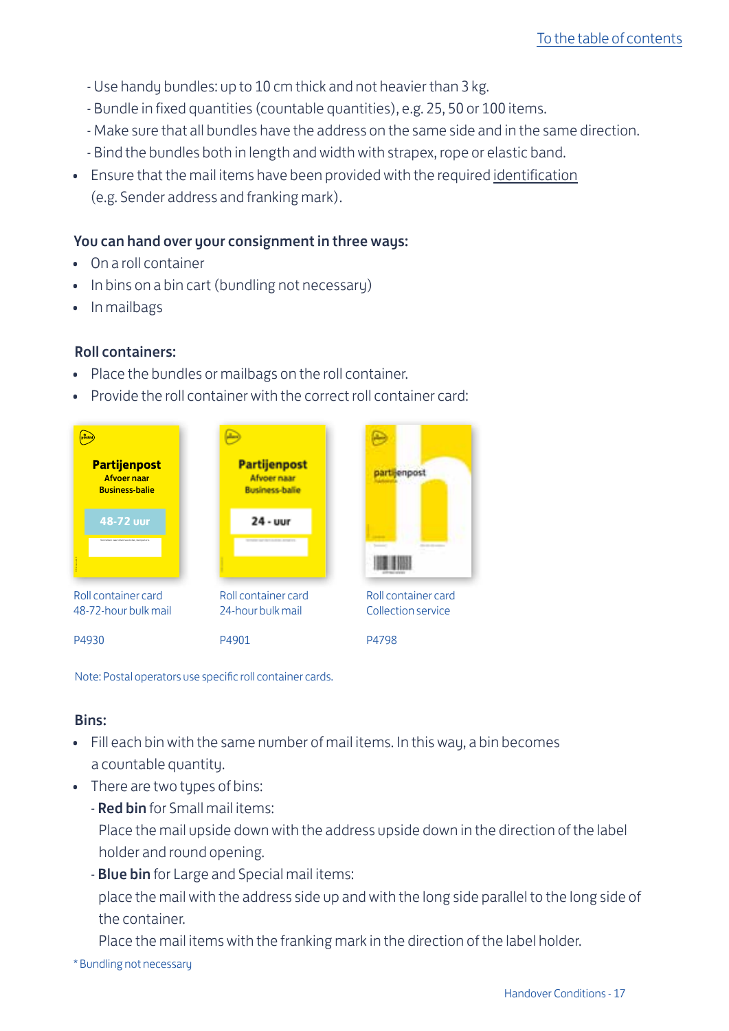- Use handy bundles: up to 10 cm thick and not heavier than 3 kg.
- Bundle in fixed quantities (countable quantities), e.g. 25, 50 or 100 items.
- Make sure that all bundles have the address on the same side and in the same direction.
- Bind the bundles both in length and width with strapex, rope or elastic band.

- Ensure that the mail items have been provided with the required identification (e.g. Sender address and franking mark).

**You can hand over your consignment in three ways:**

- On a roll container
- In bins on a bin cart (bundling not necessary)
- In mailbags

**Roll containers:**

- Place the bundles or mailbags on the roll container.
- Provide the roll container with the correct roll container card:

Roll container card 48-72-hour bulk mail

P4930

Roll container card 24-hour bulk mail

P4901

Roll container card Collection service

P4798

Note: Postal operators use specific roll container cards.

**Bins:**

- Fill each bin with the same number of mail items. In this way, a bin becomes a countable quantity.
- There are two types of bins:
  - **Red bin** for Small mail items:
    Place the mail upside down with the address upside down in the direction of the label holder and round opening.
  - **Blue bin** for Large and Special mail items:
    place the mail with the address side up and with the long side parallel to the long side of the container.
    Place the mail items with the franking mark in the direction of the label holder.

\* Bundling not necessary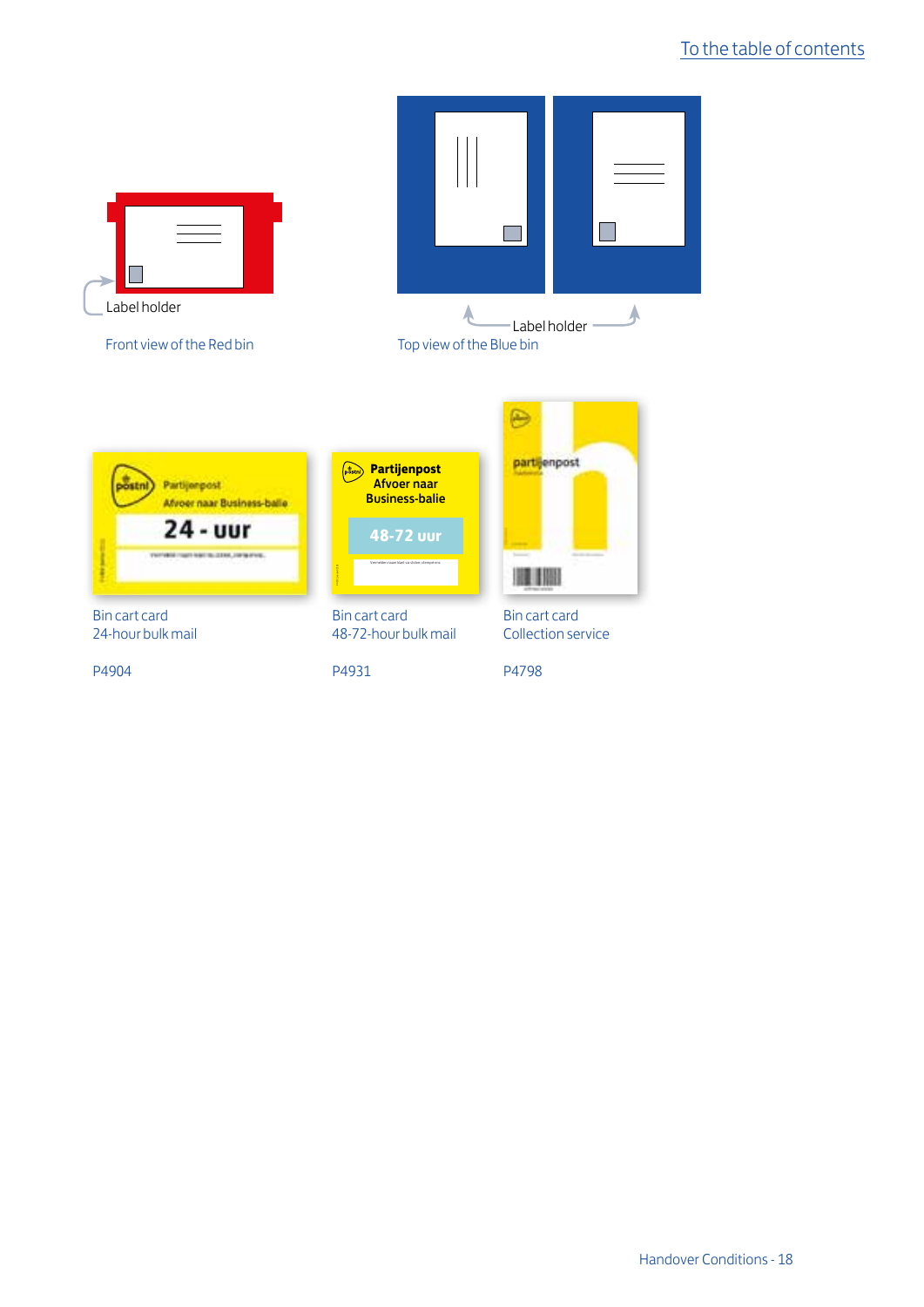[To the table of contents](#)

Label holder

Front view of the Red bin

Label holder

Top view of the Blue bin

Bin cart card
24-hour bulk mail

P4904

Bin cart card
48-72-hour bulk mail

P4931

Bin cart card
Collection service

P4798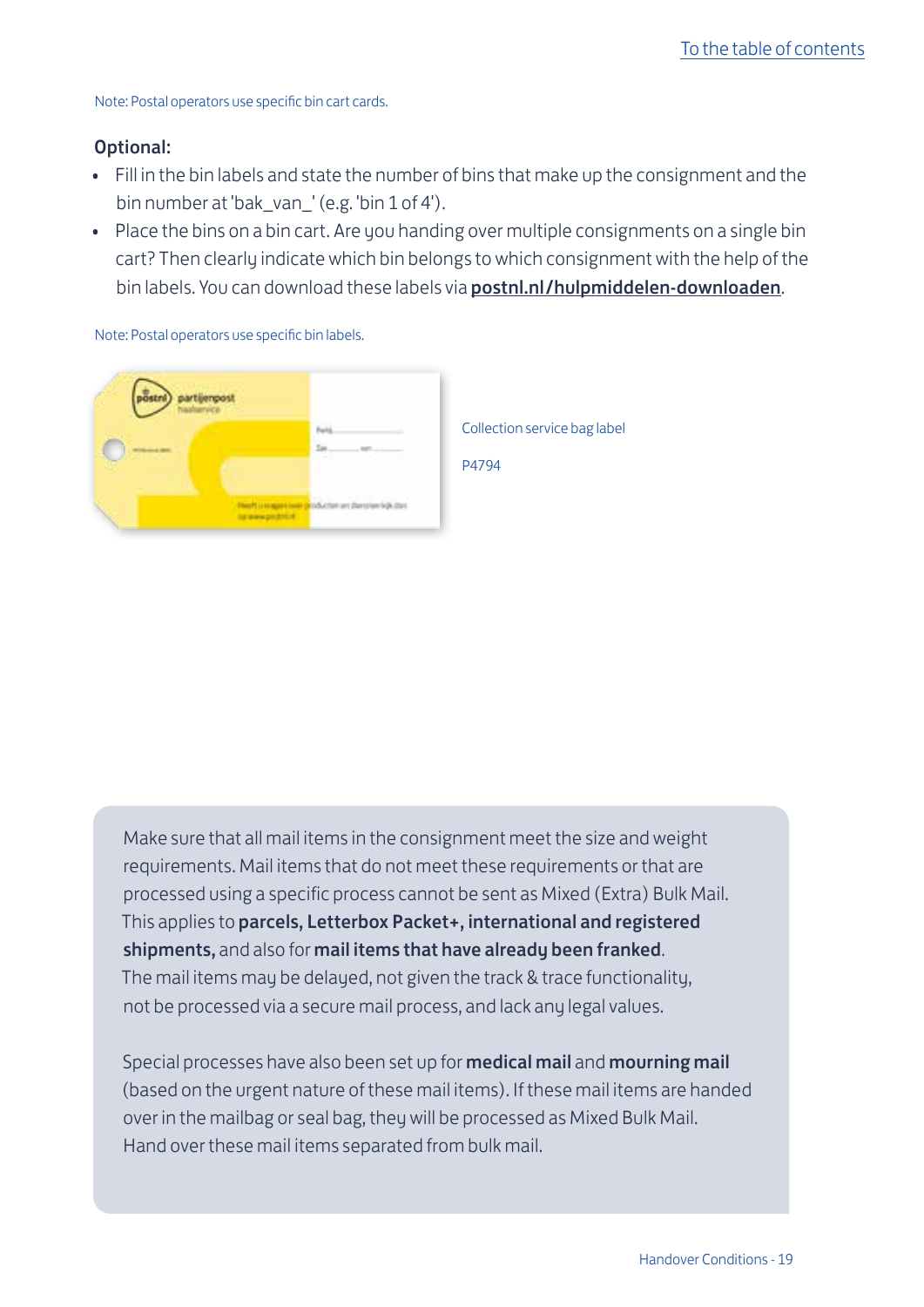Note: Postal operators use specific bin cart cards.

**Optional:**

- Fill in the bin labels and state the number of bins that make up the consignment and the bin number at 'bak_van_' (e.g. 'bin 1 of 4').
- Place the bins on a bin cart. Are you handing over multiple consignments on a single bin cart? Then clearly indicate which bin belongs to which consignment with the help of the bin labels. You can download these labels via **postnl.nl/hulpmiddelen-downloaden**.

Note: Postal operators use specific bin labels.

Collection service bag label

P4794

Make sure that all mail items in the consignment meet the size and weight requirements. Mail items that do not meet these requirements or that are processed using a specific process cannot be sent as Mixed (Extra) Bulk Mail. This applies to **parcels, Letterbox Packet+, international and registered shipments,** and also for **mail items that have already been franked**. The mail items may be delayed, not given the track & trace functionality, not be processed via a secure mail process, and lack any legal values.

Special processes have also been set up for **medical mail** and **mourning mail** (based on the urgent nature of these mail items). If these mail items are handed over in the mailbag or seal bag, they will be processed as Mixed Bulk Mail. Hand over these mail items separated from bulk mail.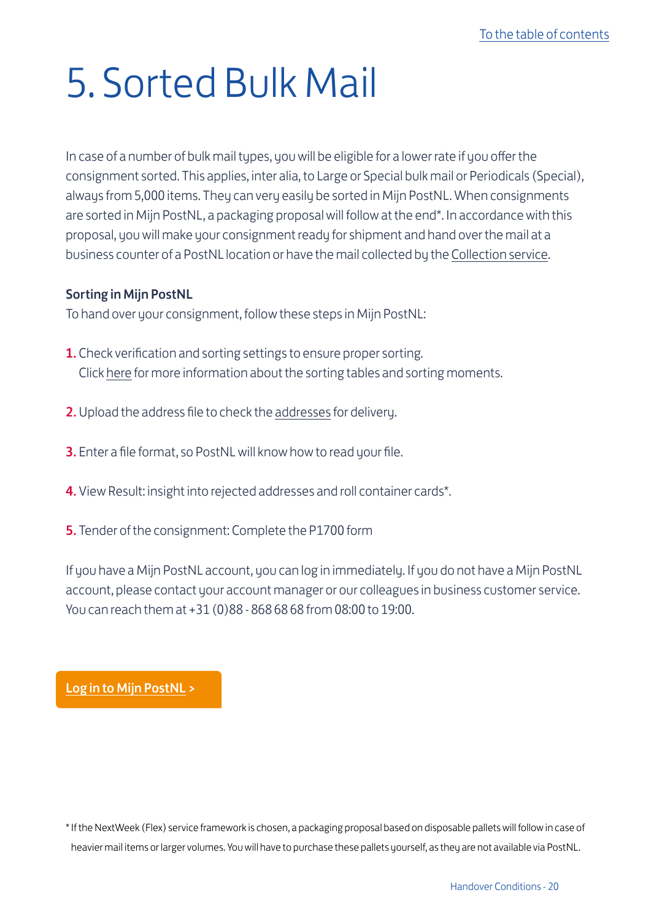# 5. Sorted Bulk Mail

In case of a number of bulk mail types, you will be eligible for a lower rate if you offer the consignment sorted. This applies, inter alia, to Large or Special bulk mail or Periodicals (Special), always from 5,000 items. They can very easily be sorted in Mijn PostNL. When consignments are sorted in Mijn PostNL, a packaging proposal will follow at the end*. In accordance with this proposal, you will make your consignment ready for shipment and hand over the mail at a business counter of a PostNL location or have the mail collected by the Collection service.

**Sorting in Mijn PostNL**

To hand over your consignment, follow these steps in Mijn PostNL:

1. Check verification and sorting settings to ensure proper sorting.
   Click here for more information about the sorting tables and sorting moments.

2. Upload the address file to check the addresses for delivery.

3. Enter a file format, so PostNL will know how to read your file.

4. View Result: insight into rejected addresses and roll container cards*.

5. Tender of the consignment: Complete the P1700 form

If you have a Mijn PostNL account, you can log in immediately. If you do not have a Mijn PostNL account, please contact your account manager or our colleagues in business customer service. You can reach them at +31 (0)88 - 868 68 68 from 08:00 to 19:00.

Log in to Mijn PostNL >

* If the NextWeek (Flex) service framework is chosen, a packaging proposal based on disposable pallets will follow in case of heavier mail items or larger volumes. You will have to purchase these pallets yourself, as they are not available via PostNL.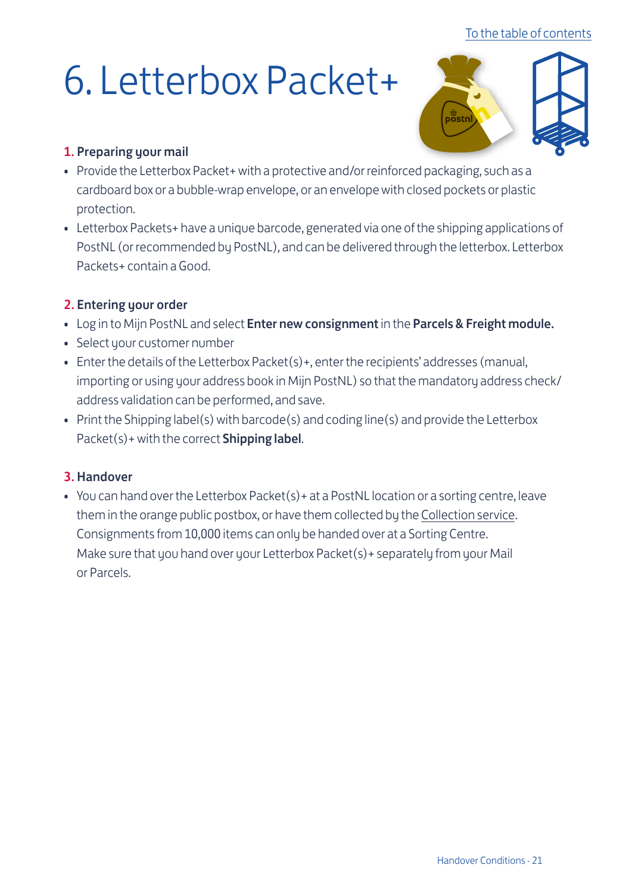# 6. Letterbox Packet+

### 1. Preparing your mail

- Provide the Letterbox Packet+ with a protective and/or reinforced packaging, such as a cardboard box or a bubble-wrap envelope, or an envelope with closed pockets or plastic protection.
- Letterbox Packets+ have a unique barcode, generated via one of the shipping applications of PostNL (or recommended by PostNL), and can be delivered through the letterbox. Letterbox Packets+ contain a Good.

### 2. Entering your order

- Log in to Mijn PostNL and select **Enter new consignment** in the **Parcels & Freight module.**
- Select your customer number
- Enter the details of the Letterbox Packet(s)+, enter the recipients' addresses (manual, importing or using your address book in Mijn PostNL) so that the mandatory address check/ address validation can be performed, and save.
- Print the Shipping label(s) with barcode(s) and coding line(s) and provide the Letterbox Packet(s)+ with the correct **Shipping label**.

### 3. Handover

- You can hand over the Letterbox Packet(s)+ at a PostNL location or a sorting centre, leave them in the orange public postbox, or have them collected by the Collection service. Consignments from 10,000 items can only be handed over at a Sorting Centre. Make sure that you hand over your Letterbox Packet(s)+ separately from your Mail or Parcels.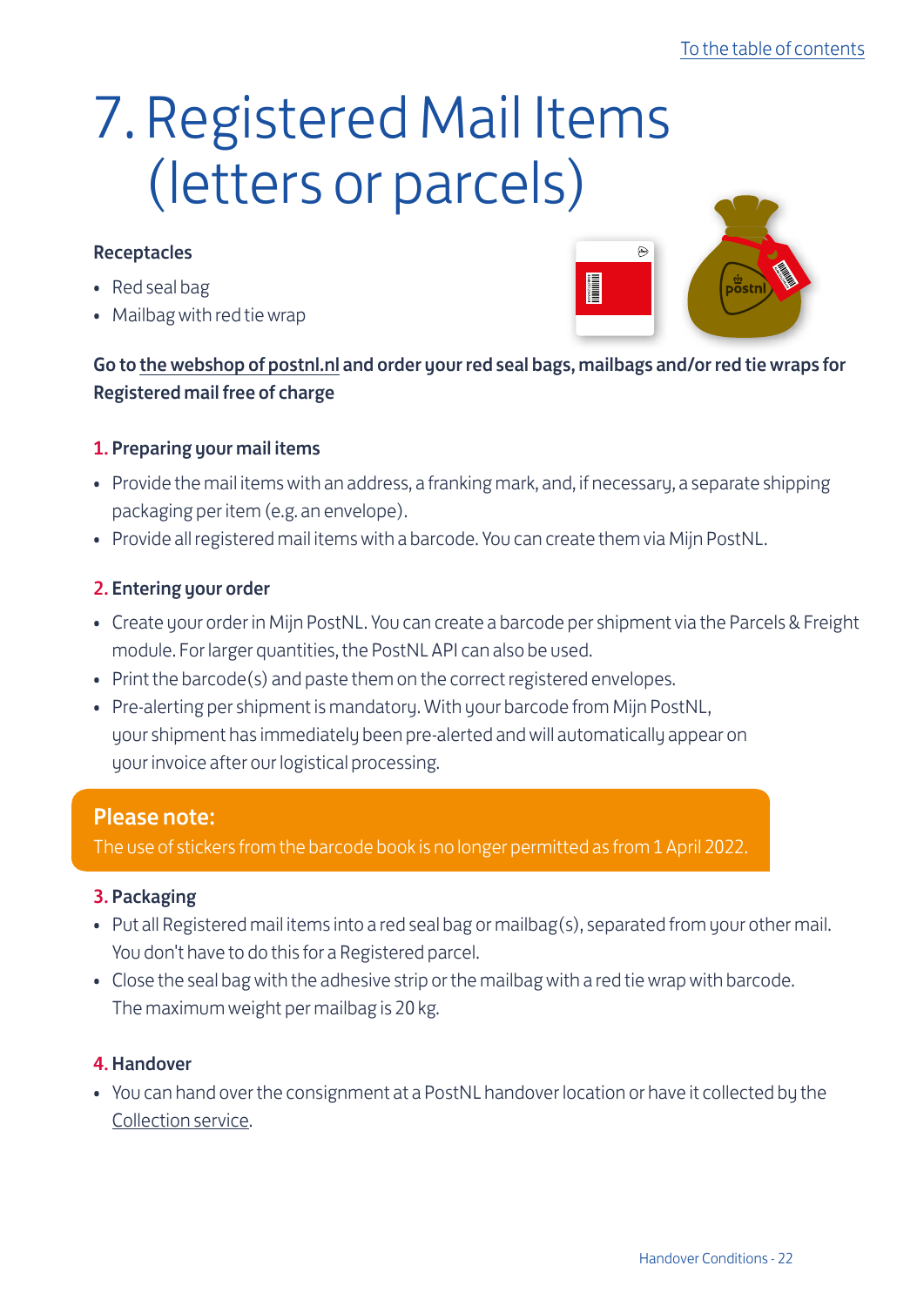# 7. Registered Mail Items (letters or parcels)

**Receptacles**

- Red seal bag
- Mailbag with red tie wrap

**Go to the webshop of postnl.nl and order your red seal bags, mailbags and/or red tie wraps for Registered mail free of charge**

### 1. Preparing your mail items

- Provide the mail items with an address, a franking mark, and, if necessary, a separate shipping packaging per item (e.g. an envelope).
- Provide all registered mail items with a barcode. You can create them via Mijn PostNL.

### 2. Entering your order

- Create your order in Mijn PostNL. You can create a barcode per shipment via the Parcels & Freight module. For larger quantities, the PostNL API can also be used.
- Print the barcode(s) and paste them on the correct registered envelopes.
- Pre-alerting per shipment is mandatory. With your barcode from Mijn PostNL, your shipment has immediately been pre-alerted and will automatically appear on your invoice after our logistical processing.

**Please note:**
The use of stickers from the barcode book is no longer permitted as from 1 April 2022.

### 3. Packaging

- Put all Registered mail items into a red seal bag or mailbag(s), separated from your other mail. You don't have to do this for a Registered parcel.
- Close the seal bag with the adhesive strip or the mailbag with a red tie wrap with barcode. The maximum weight per mailbag is 20 kg.

### 4. Handover

- You can hand over the consignment at a PostNL handover location or have it collected by the Collection service.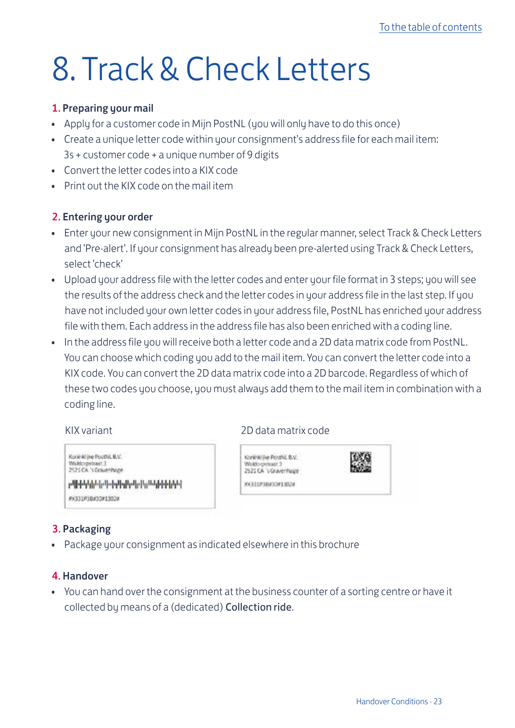To the table of contents

# 8. Track & Check Letters

**1. Preparing your mail**

- Apply for a customer code in Mijn PostNL (you will only have to do this once)
- Create a unique letter code within your consignment's address file for each mail item: 3s + customer code + a unique number of 9 digits
- Convert the letter codes into a KIX code
- Print out the KIX code on the mail item

**2. Entering your order**

- Enter your new consignment in Mijn PostNL in the regular manner, select Track & Check Letters and 'Pre-alert'. If your consignment has already been pre-alerted using Track & Check Letters, select 'check'
- Upload your address file with the letter codes and enter your file format in 3 steps; you will see the results of the address check and the letter codes in your address file in the last step. If you have not included your own letter codes in your address file, PostNL has enriched your address file with them. Each address in the address file has also been enriched with a coding line.
- In the address file you will receive both a letter code and a 2D data matrix code from PostNL. You can choose which coding you add to the mail item. You can convert the letter code into a KIX code. You can convert the 2D data matrix code into a 2D barcode. Regardless of which of these two codes you choose, you must always add them to the mail item in combination with a coding line.

KIX variant

Koninklijke PostNL B.V.
Waldorpstraat 3
2521 CA 's Gravenhage

#X331P3B#30#1302#

2D data matrix code

Koninklijke PostNL B.V.
Waldorpstraat 3
2521 CA 's Gravenhage

#X331P3B#30#1302#

**3. Packaging**

- Package your consignment as indicated elsewhere in this brochure

**4. Handover**

- You can hand over the consignment at the business counter of a sorting centre or have it collected by means of a (dedicated) **Collection ride**.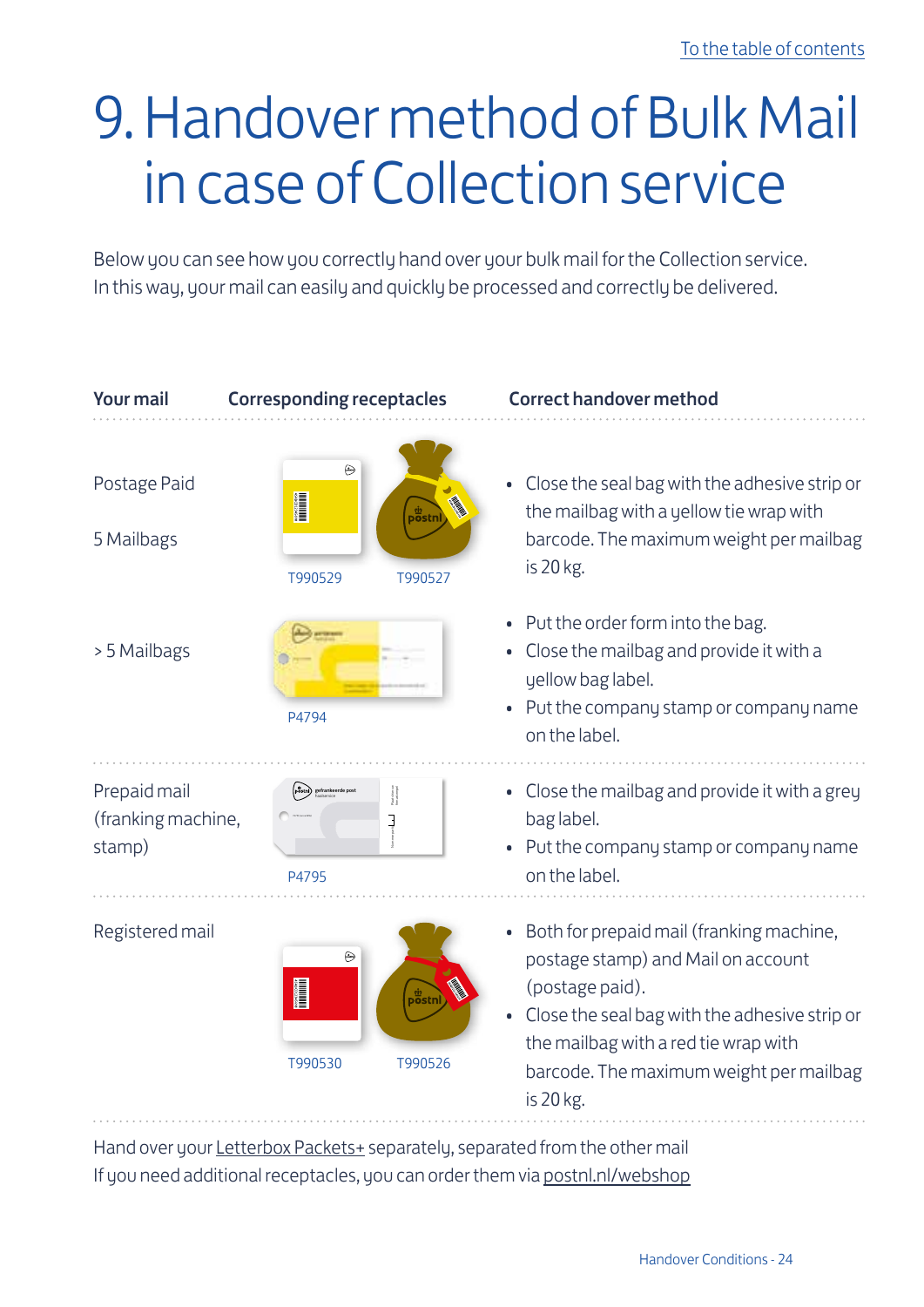# 9. Handover method of Bulk Mail in case of Collection service

Below you can see how you correctly hand over your bulk mail for the Collection service. In this way, your mail can easily and quickly be processed and correctly be delivered.

| Your mail | Corresponding receptacles | Correct handover method |
|---|---|---|
| Postage Paid<br><br>5 Mailbags | T990529 T990527 | • Close the seal bag with the adhesive strip or the mailbag with a yellow tie wrap with barcode. The maximum weight per mailbag is 20 kg. |
| > 5 Mailbags | P4794 | • Put the order form into the bag.<br>• Close the mailbag and provide it with a yellow bag label.<br>• Put the company stamp or company name on the label. |
| Prepaid mail (franking machine, stamp) | P4795 | • Close the mailbag and provide it with a grey bag label.<br>• Put the company stamp or company name on the label. |
| Registered mail | T990530 T990526 | • Both for prepaid mail (franking machine, postage stamp) and Mail on account (postage paid).<br>• Close the seal bag with the adhesive strip or the mailbag with a red tie wrap with barcode. The maximum weight per mailbag is 20 kg. |

Hand over your Letterbox Packets+ separately, separated from the other mail
If you need additional receptacles, you can order them via postnl.nl/webshop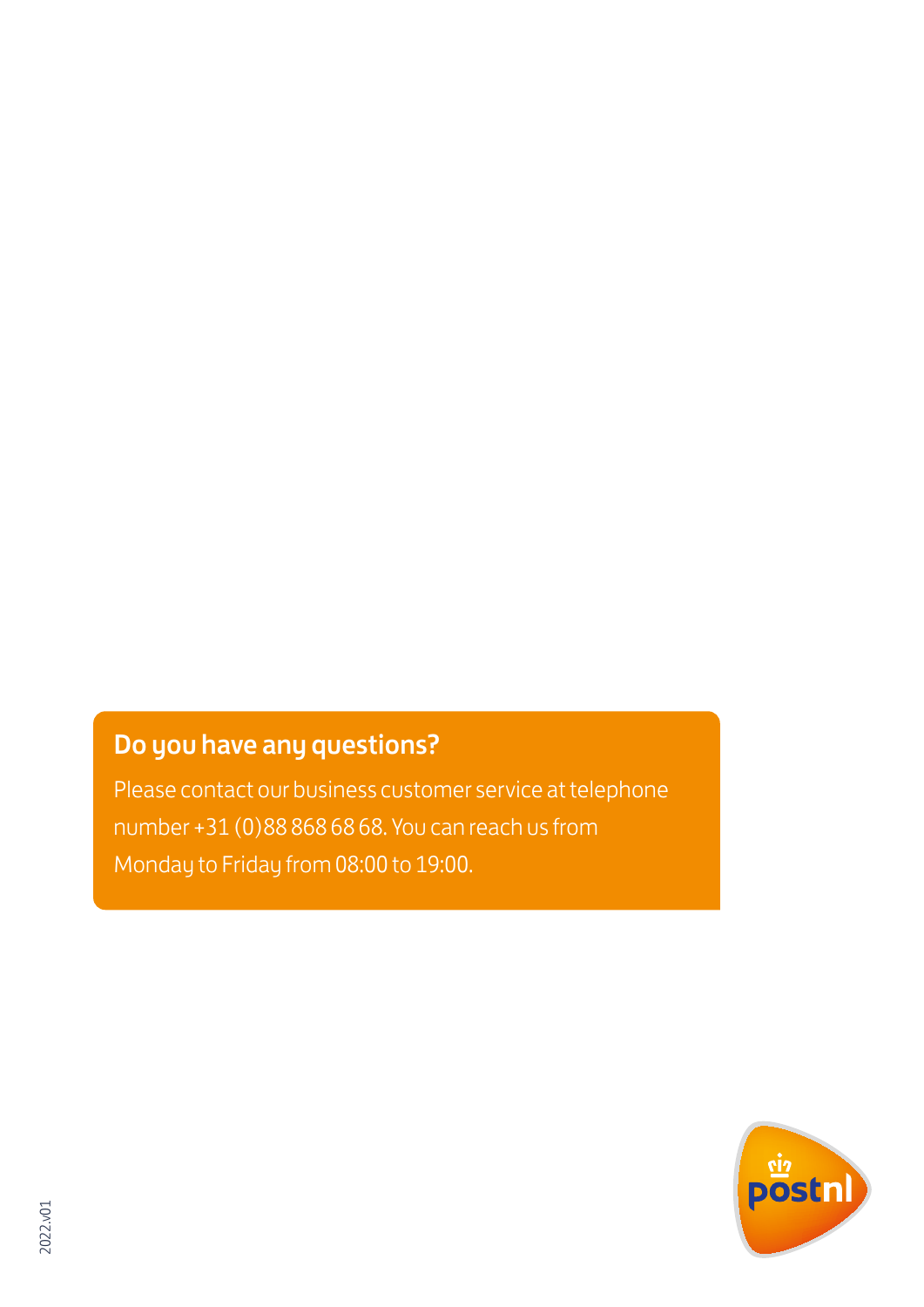## Do you have any questions?

Please contact our business customer service at telephone number +31 (0)88 868 68 68. You can reach us from Monday to Friday from 08:00 to 19:00.

2022.v01